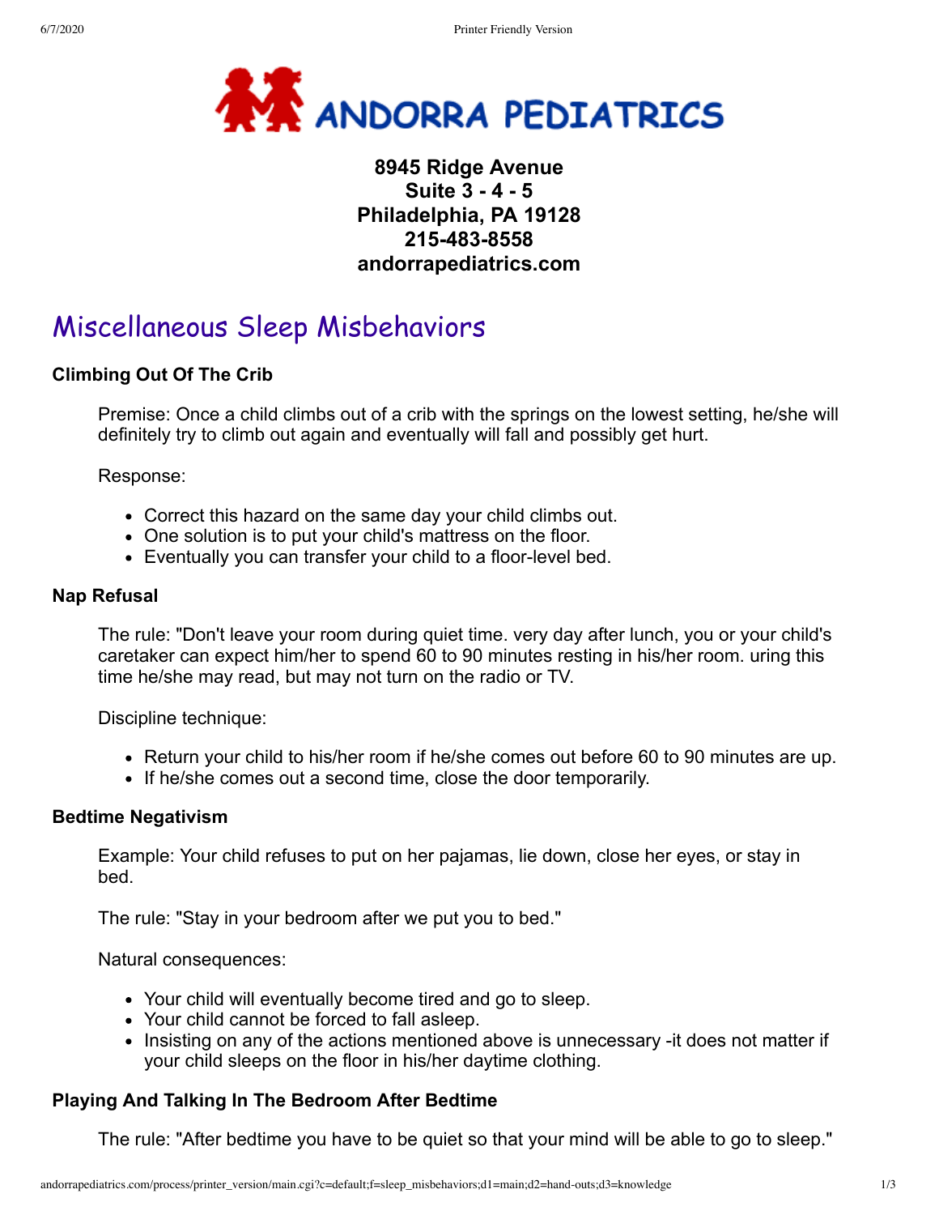ANDORRA PEDIATRICS

**8945 Ridge Avenue**
**Suite 3 - 4 - 5**
**Philadelphia, PA 19128**
**215-483-8558**
**andorrapediatrics.com**

# Miscellaneous Sleep Misbehaviors

### Climbing Out Of The Crib

Premise: Once a child climbs out of a crib with the springs on the lowest setting, he/she will definitely try to climb out again and eventually will fall and possibly get hurt.

Response:

- Correct this hazard on the same day your child climbs out.
- One solution is to put your child's mattress on the floor.
- Eventually you can transfer your child to a floor-level bed.

### Nap Refusal

The rule: "Don't leave your room during quiet time. very day after lunch, you or your child's caretaker can expect him/her to spend 60 to 90 minutes resting in his/her room. uring this time he/she may read, but may not turn on the radio or TV.

Discipline technique:

- Return your child to his/her room if he/she comes out before 60 to 90 minutes are up.
- If he/she comes out a second time, close the door temporarily.

### Bedtime Negativism

Example: Your child refuses to put on her pajamas, lie down, close her eyes, or stay in bed.

The rule: "Stay in your bedroom after we put you to bed."

Natural consequences:

- Your child will eventually become tired and go to sleep.
- Your child cannot be forced to fall asleep.
- Insisting on any of the actions mentioned above is unnecessary -it does not matter if your child sleeps on the floor in his/her daytime clothing.

### Playing And Talking In The Bedroom After Bedtime

The rule: "After bedtime you have to be quiet so that your mind will be able to go to sleep."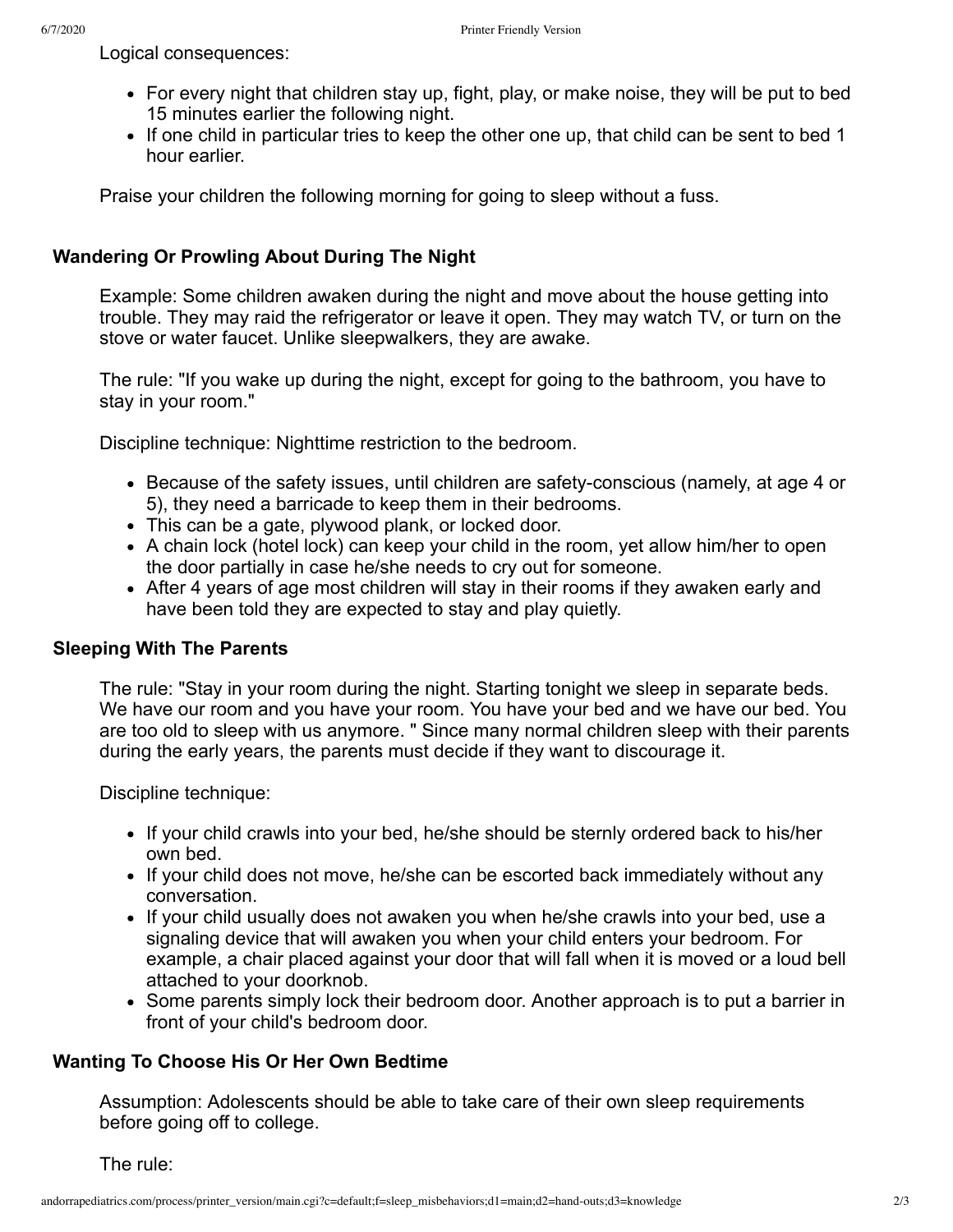Logical consequences:

- For every night that children stay up, fight, play, or make noise, they will be put to bed 15 minutes earlier the following night.
- If one child in particular tries to keep the other one up, that child can be sent to bed 1 hour earlier.

Praise your children the following morning for going to sleep without a fuss.

### Wandering Or Prowling About During The Night

Example: Some children awaken during the night and move about the house getting into trouble. They may raid the refrigerator or leave it open. They may watch TV, or turn on the stove or water faucet. Unlike sleepwalkers, they are awake.

The rule: "If you wake up during the night, except for going to the bathroom, you have to stay in your room."

Discipline technique: Nighttime restriction to the bedroom.

- Because of the safety issues, until children are safety-conscious (namely, at age 4 or 5), they need a barricade to keep them in their bedrooms.
- This can be a gate, plywood plank, or locked door.
- A chain lock (hotel lock) can keep your child in the room, yet allow him/her to open the door partially in case he/she needs to cry out for someone.
- After 4 years of age most children will stay in their rooms if they awaken early and have been told they are expected to stay and play quietly.

### Sleeping With The Parents

The rule: "Stay in your room during the night. Starting tonight we sleep in separate beds. We have our room and you have your room. You have your bed and we have our bed. You are too old to sleep with us anymore. " Since many normal children sleep with their parents during the early years, the parents must decide if they want to discourage it.

Discipline technique:

- If your child crawls into your bed, he/she should be sternly ordered back to his/her own bed.
- If your child does not move, he/she can be escorted back immediately without any conversation.
- If your child usually does not awaken you when he/she crawls into your bed, use a signaling device that will awaken you when your child enters your bedroom. For example, a chair placed against your door that will fall when it is moved or a loud bell attached to your doorknob.
- Some parents simply lock their bedroom door. Another approach is to put a barrier in front of your child's bedroom door.

### Wanting To Choose His Or Her Own Bedtime

Assumption: Adolescents should be able to take care of their own sleep requirements before going off to college.

The rule: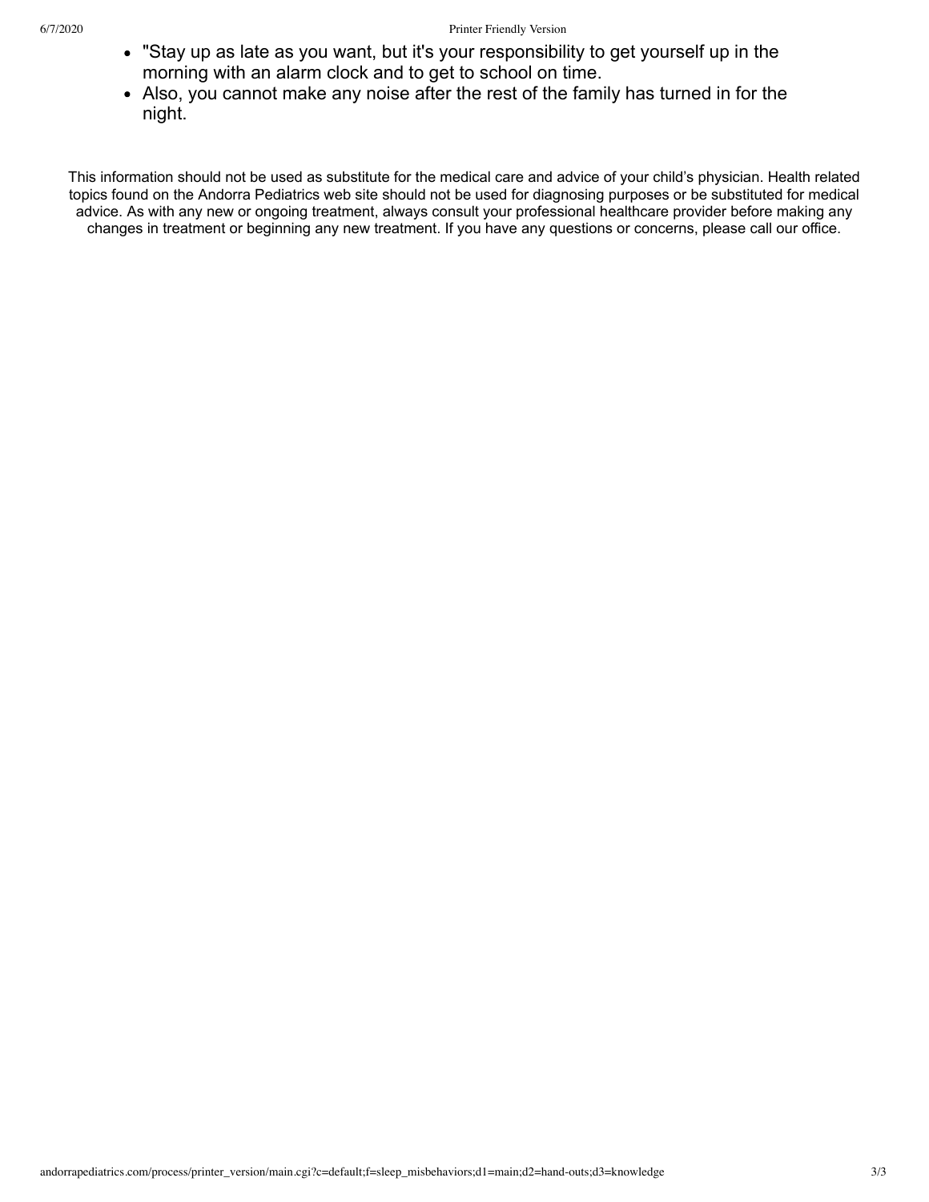- "Stay up as late as you want, but it's your responsibility to get yourself up in the morning with an alarm clock and to get to school on time.
- Also, you cannot make any noise after the rest of the family has turned in for the night.

This information should not be used as substitute for the medical care and advice of your child's physician. Health related topics found on the Andorra Pediatrics web site should not be used for diagnosing purposes or be substituted for medical advice. As with any new or ongoing treatment, always consult your professional healthcare provider before making any changes in treatment or beginning any new treatment. If you have any questions or concerns, please call our office.